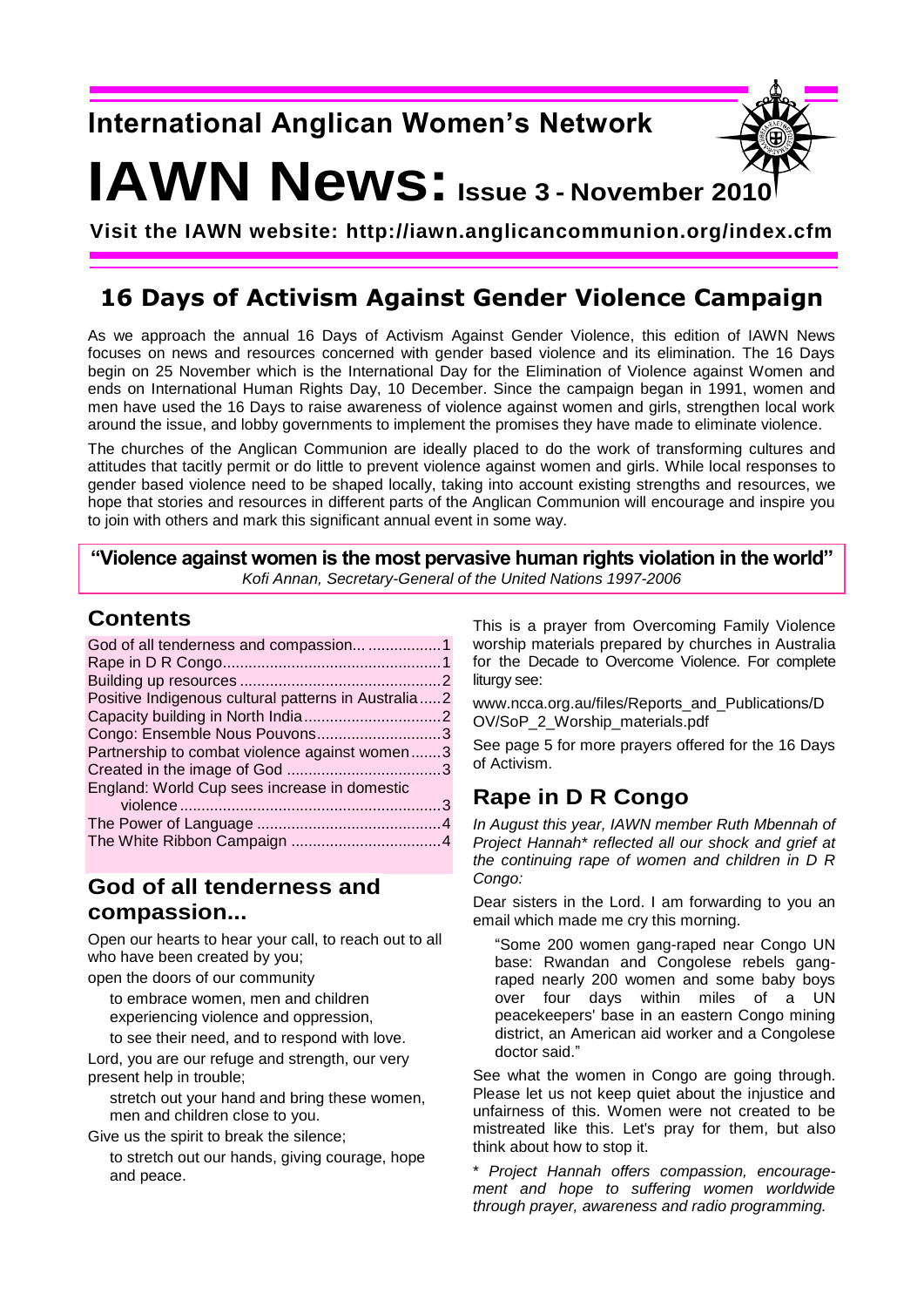# International Anglican Women's Network

# IAWN News: Issue 3 - November 2010

**Visit the IAWN website: http://iawn.anglicancommunion.org/index.cfm**

## 16 Days of Activism Against Gender Violence Campaign

As we approach the annual 16 Days of Activism Against Gender Violence, this edition of IAWN News focuses on news and resources concerned with gender based violence and its elimination. The 16 Days begin on 25 November which is the International Day for the Elimination of Violence against Women and ends on International Human Rights Day, 10 December. Since the campaign began in 1991, women and men have used the 16 Days to raise awareness of violence against women and girls, strengthen local work around the issue, and lobby governments to implement the promises they have made to eliminate violence.

The churches of the Anglican Communion are ideally placed to do the work of transforming cultures and attitudes that tacitly permit or do little to prevent violence against women and girls. While local responses to gender based violence need to be shaped locally, taking into account existing strengths and resources, we hope that stories and resources in different parts of the Anglican Communion will encourage and inspire you to join with others and mark this significant annual event in some way.

> **"Violence against women is the most pervasive human rights violation in the world"**
> *Kofi Annan, Secretary-General of the United Nations 1997-2006*

## Contents

- God of all tenderness and compassion... 1
- Rape in D R Congo 1
- Building up resources 2
- Positive Indigenous cultural patterns in Australia 2
- Capacity building in North India 2
- Congo: Ensemble Nous Pouvons 3
- Partnership to combat violence against women 3
- Created in the image of God 3
- England: World Cup sees increase in domestic violence 3
- The Power of Language 4
- The White Ribbon Campaign 4

## God of all tenderness and compassion...

Open our hearts to hear your call, to reach out to all who have been created by you;

open the doors of our community

  to embrace women, men and children experiencing violence and oppression,

  to see their need, and to respond with love.

Lord, you are our refuge and strength, our very present help in trouble;

  stretch out your hand and bring these women, men and children close to you.

Give us the spirit to break the silence;

  to stretch out our hands, giving courage, hope and peace.

This is a prayer from Overcoming Family Violence worship materials prepared by churches in Australia for the Decade to Overcome Violence. For complete liturgy see:

www.ncca.org.au/files/Reports_and_Publications/DOV/SoP_2_Worship_materials.pdf

See page 5 for more prayers offered for the 16 Days of Activism.

## Rape in D R Congo

*In August this year, IAWN member Ruth Mbennah of Project Hannah* reflected all our shock and grief at the continuing rape of women and children in D R Congo:*

Dear sisters in the Lord. I am forwarding to you an email which made me cry this morning.

> "Some 200 women gang-raped near Congo UN base: Rwandan and Congolese rebels gang-raped nearly 200 women and some baby boys over four days within miles of a UN peacekeepers' base in an eastern Congo mining district, an American aid worker and a Congolese doctor said."

See what the women in Congo are going through. Please let us not keep quiet about the injustice and unfairness of this. Women were not created to be mistreated like this. Let's pray for them, but also think about how to stop it.

*\* Project Hannah offers compassion, encouragement and hope to suffering women worldwide through prayer, awareness and radio programming.*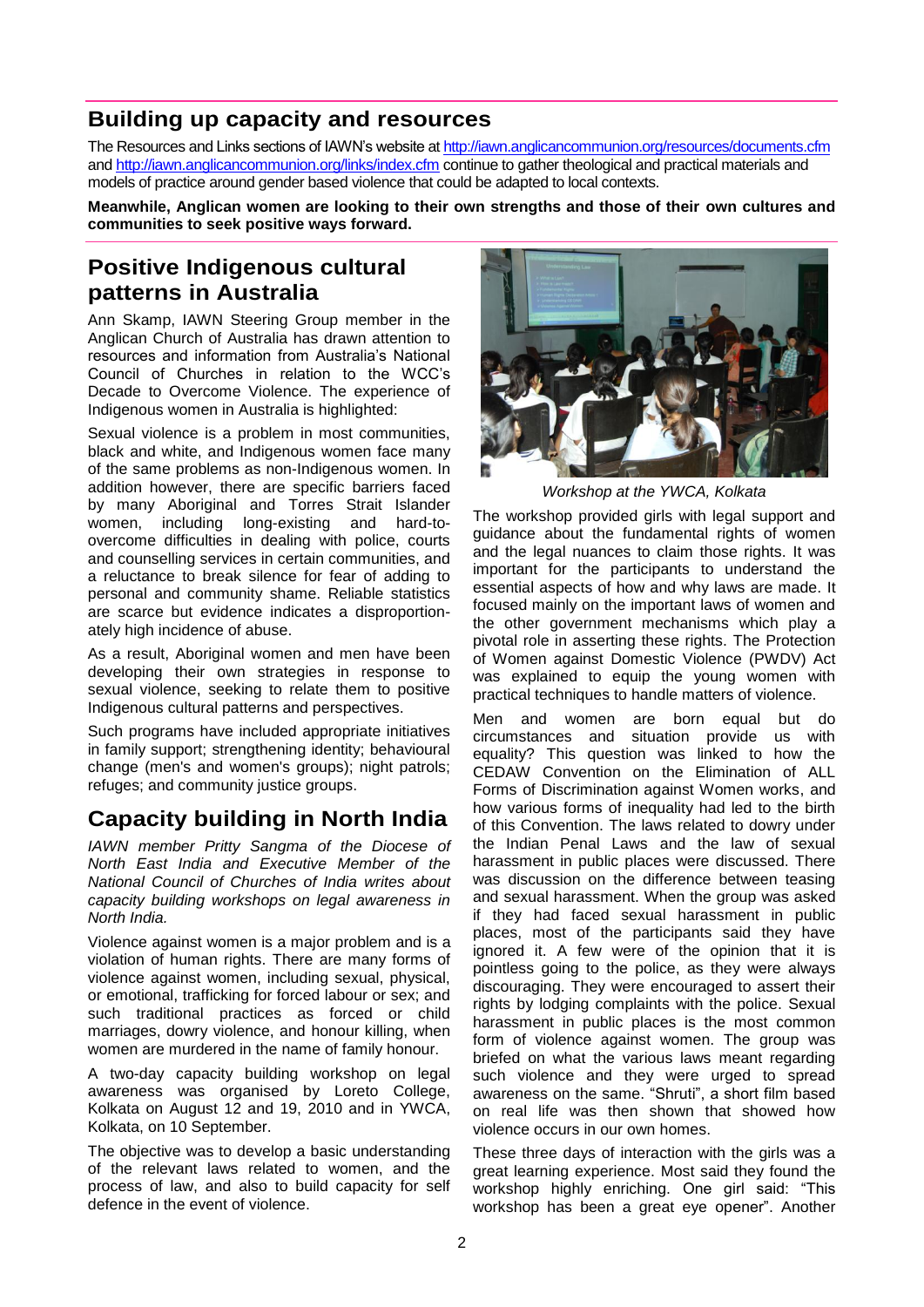## Building up capacity and resources

The Resources and Links sections of IAWN's website at http://iawn.anglicancommunion.org/resources/documents.cfm and http://iawn.anglicancommunion.org/links/index.cfm continue to gather theological and practical materials and models of practice around gender based violence that could be adapted to local contexts.

**Meanwhile, Anglican women are looking to their own strengths and those of their own cultures and communities to seek positive ways forward.**

## Positive Indigenous cultural patterns in Australia

Ann Skamp, IAWN Steering Group member in the Anglican Church of Australia has drawn attention to resources and information from Australia's National Council of Churches in relation to the WCC's Decade to Overcome Violence. The experience of Indigenous women in Australia is highlighted:

Sexual violence is a problem in most communities, black and white, and Indigenous women face many of the same problems as non-Indigenous women. In addition however, there are specific barriers faced by many Aboriginal and Torres Strait Islander women, including long-existing and hard-to-overcome difficulties in dealing with police, courts and counselling services in certain communities, and a reluctance to break silence for fear of adding to personal and community shame. Reliable statistics are scarce but evidence indicates a disproportionately high incidence of abuse.

As a result, Aboriginal women and men have been developing their own strategies in response to sexual violence, seeking to relate them to positive Indigenous cultural patterns and perspectives.

Such programs have included appropriate initiatives in family support; strengthening identity; behavioural change (men's and women's groups); night patrols; refuges; and community justice groups.

## Capacity building in North India

*IAWN member Pritty Sangma of the Diocese of North East India and Executive Member of the National Council of Churches of India writes about capacity building workshops on legal awareness in North India.*

Violence against women is a major problem and is a violation of human rights. There are many forms of violence against women, including sexual, physical, or emotional, trafficking for forced labour or sex; and such traditional practices as forced or child marriages, dowry violence, and honour killing, when women are murdered in the name of family honour.

A two-day capacity building workshop on legal awareness was organised by Loreto College, Kolkata on August 12 and 19, 2010 and in YWCA, Kolkata, on 10 September.

The objective was to develop a basic understanding of the relevant laws related to women, and the process of law, and also to build capacity for self defence in the event of violence.

*Workshop at the YWCA, Kolkata*

The workshop provided girls with legal support and guidance about the fundamental rights of women and the legal nuances to claim those rights. It was important for the participants to understand the essential aspects of how and why laws are made. It focused mainly on the important laws of women and the other government mechanisms which play a pivotal role in asserting these rights. The Protection of Women against Domestic Violence (PWDV) Act was explained to equip the young women with practical techniques to handle matters of violence.

Men and women are born equal but do circumstances and situation provide us with equality? This question was linked to how the CEDAW Convention on the Elimination of ALL Forms of Discrimination against Women works, and how various forms of inequality had led to the birth of this Convention. The laws related to dowry under the Indian Penal Laws and the law of sexual harassment in public places were discussed. There was discussion on the difference between teasing and sexual harassment. When the group was asked if they had faced sexual harassment in public places, most of the participants said they have ignored it. A few were of the opinion that it is pointless going to the police, as they were always discouraging. They were encouraged to assert their rights by lodging complaints with the police. Sexual harassment in public places is the most common form of violence against women. The group was briefed on what the various laws meant regarding such violence and they were urged to spread awareness on the same. "Shruti", a short film based on real life was then shown that showed how violence occurs in our own homes.

These three days of interaction with the girls was a great learning experience. Most said they found the workshop highly enriching. One girl said: "This workshop has been a great eye opener". Another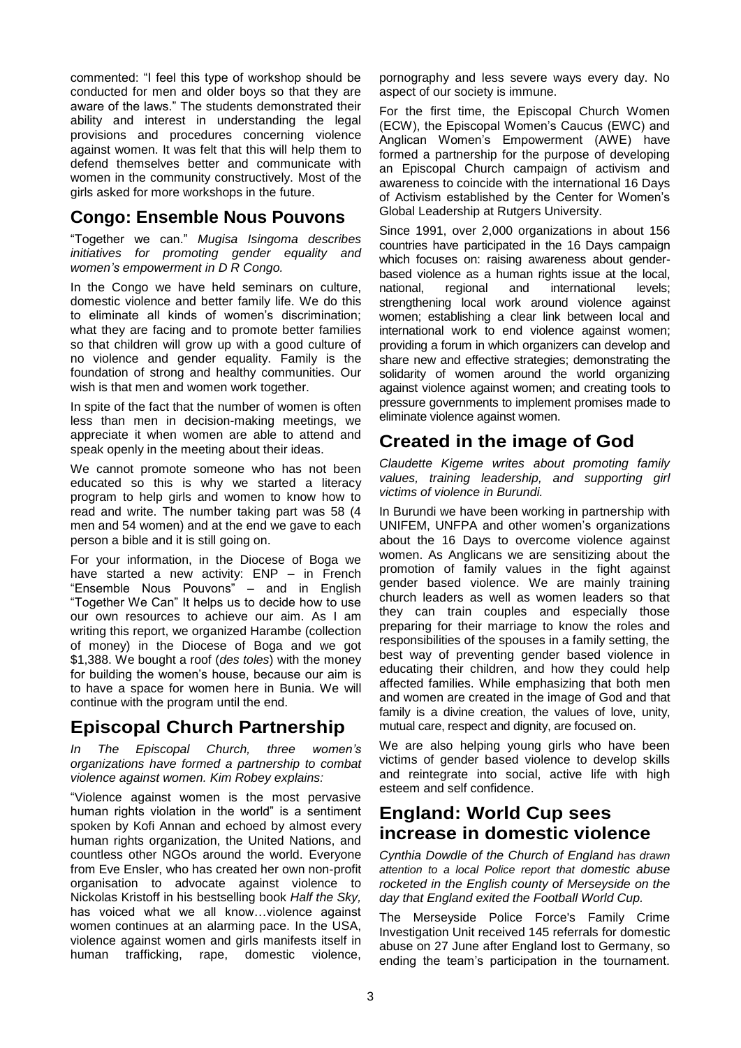commented: "I feel this type of workshop should be conducted for men and older boys so that they are aware of the laws." The students demonstrated their ability and interest in understanding the legal provisions and procedures concerning violence against women. It was felt that this will help them to defend themselves better and communicate with women in the community constructively. Most of the girls asked for more workshops in the future.

## Congo: Ensemble Nous Pouvons

"Together we can." *Mugisa Isingoma describes initiatives for promoting gender equality and women's empowerment in D R Congo.*

In the Congo we have held seminars on culture, domestic violence and better family life. We do this to eliminate all kinds of women's discrimination; what they are facing and to promote better families so that children will grow up with a good culture of no violence and gender equality. Family is the foundation of strong and healthy communities. Our wish is that men and women work together.

In spite of the fact that the number of women is often less than men in decision-making meetings, we appreciate it when women are able to attend and speak openly in the meeting about their ideas.

We cannot promote someone who has not been educated so this is why we started a literacy program to help girls and women to know how to read and write. The number taking part was 58 (4 men and 54 women) and at the end we gave to each person a bible and it is still going on.

For your information, in the Diocese of Boga we have started a new activity: ENP – in French "Ensemble Nous Pouvons" – and in English "Together We Can" It helps us to decide how to use our own resources to achieve our aim. As I am writing this report, we organized Harambe (collection of money) in the Diocese of Boga and we got $1,388. We bought a roof (*des toles*) with the money for building the women's house, because our aim is to have a space for women here in Bunia. We will continue with the program until the end.

## Episcopal Church Partnership

*In The Episcopal Church, three women's organizations have formed a partnership to combat violence against women. Kim Robey explains:*

"Violence against women is the most pervasive human rights violation in the world" is a sentiment spoken by Kofi Annan and echoed by almost every human rights organization, the United Nations, and countless other NGOs around the world. Everyone from Eve Ensler, who has created her own non-profit organisation to advocate against violence to Nickolas Kristoff in his bestselling book *Half the Sky,* has voiced what we all know…violence against women continues at an alarming pace. In the USA, violence against women and girls manifests itself in human trafficking, rape, domestic violence, pornography and less severe ways every day. No aspect of our society is immune.

For the first time, the Episcopal Church Women (ECW), the Episcopal Women's Caucus (EWC) and Anglican Women's Empowerment (AWE) have formed a partnership for the purpose of developing an Episcopal Church campaign of activism and awareness to coincide with the international 16 Days of Activism established by the Center for Women's Global Leadership at Rutgers University.

Since 1991, over 2,000 organizations in about 156 countries have participated in the 16 Days campaign which focuses on: raising awareness about gender-based violence as a human rights issue at the local, national, regional and international levels; strengthening local work around violence against women; establishing a clear link between local and international work to end violence against women; providing a forum in which organizers can develop and share new and effective strategies; demonstrating the solidarity of women around the world organizing against violence against women; and creating tools to pressure governments to implement promises made to eliminate violence against women.

## Created in the image of God

*Claudette Kigeme writes about promoting family values, training leadership, and supporting girl victims of violence in Burundi.*

In Burundi we have been working in partnership with UNIFEM, UNFPA and other women's organizations about the 16 Days to overcome violence against women. As Anglicans we are sensitizing about the promotion of family values in the fight against gender based violence. We are mainly training church leaders as well as women leaders so that they can train couples and especially those preparing for their marriage to know the roles and responsibilities of the spouses in a family setting, the best way of preventing gender based violence in educating their children, and how they could help affected families. While emphasizing that both men and women are created in the image of God and that family is a divine creation, the values of love, unity, mutual care, respect and dignity, are focused on.

We are also helping young girls who have been victims of gender based violence to develop skills and reintegrate into social, active life with high esteem and self confidence.

## England: World Cup sees increase in domestic violence

*Cynthia Dowdle of the Church of England has drawn attention to a local Police report that domestic abuse rocketed in the English county of Merseyside on the day that England exited the Football World Cup.*

The Merseyside Police Force's Family Crime Investigation Unit received 145 referrals for domestic abuse on 27 June after England lost to Germany, so ending the team's participation in the tournament.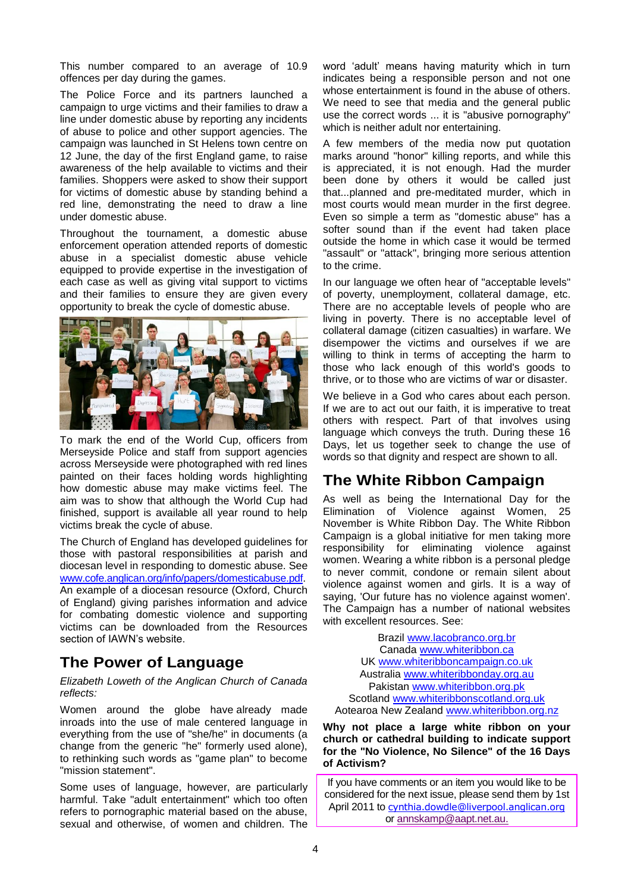This number compared to an average of 10.9 offences per day during the games.

The Police Force and its partners launched a campaign to urge victims and their families to draw a line under domestic abuse by reporting any incidents of abuse to police and other support agencies. The campaign was launched in St Helens town centre on 12 June, the day of the first England game, to raise awareness of the help available to victims and their families. Shoppers were asked to show their support for victims of domestic abuse by standing behind a red line, demonstrating the need to draw a line under domestic abuse.

Throughout the tournament, a domestic abuse enforcement operation attended reports of domestic abuse in a specialist domestic abuse vehicle equipped to provide expertise in the investigation of each case as well as giving vital support to victims and their families to ensure they are given every opportunity to break the cycle of domestic abuse.

To mark the end of the World Cup, officers from Merseyside Police and staff from support agencies across Merseyside were photographed with red lines painted on their faces holding words highlighting how domestic abuse may make victims feel. The aim was to show that although the World Cup had finished, support is available all year round to help victims break the cycle of abuse.

The Church of England has developed guidelines for those with pastoral responsibilities at parish and diocesan level in responding to domestic abuse. See www.cofe.anglican.org/info/papers/domesticabuse.pdf. An example of a diocesan resource (Oxford, Church of England) giving parishes information and advice for combating domestic violence and supporting victims can be downloaded from the Resources section of IAWN's website.

## The Power of Language

*Elizabeth Loweth of the Anglican Church of Canada reflects:*

Women around the globe have already made inroads into the use of male centered language in everything from the use of "she/he" in documents (a change from the generic "he" formerly used alone), to rethinking such words as "game plan" to become "mission statement".

Some uses of language, however, are particularly harmful. Take "adult entertainment" which too often refers to pornographic material based on the abuse, sexual and otherwise, of women and children. The word 'adult' means having maturity which in turn indicates being a responsible person and not one whose entertainment is found in the abuse of others. We need to see that media and the general public use the correct words ... it is "abusive pornography" which is neither adult nor entertaining.

A few members of the media now put quotation marks around "honor" killing reports, and while this is appreciated, it is not enough. Had the murder been done by others it would be called just that...planned and pre-meditated murder, which in most courts would mean murder in the first degree. Even so simple a term as "domestic abuse" has a softer sound than if the event had taken place outside the home in which case it would be termed "assault" or "attack", bringing more serious attention to the crime.

In our language we often hear of "acceptable levels" of poverty, unemployment, collateral damage, etc. There are no acceptable levels of people who are living in poverty. There is no acceptable level of collateral damage (citizen casualties) in warfare. We disempower the victims and ourselves if we are willing to think in terms of accepting the harm to those who lack enough of this world's goods to thrive, or to those who are victims of war or disaster.

We believe in a God who cares about each person. If we are to act out our faith, it is imperative to treat others with respect. Part of that involves using language which conveys the truth. During these 16 Days, let us together seek to change the use of words so that dignity and respect are shown to all.

## The White Ribbon Campaign

As well as being the International Day for the Elimination of Violence against Women, 25 November is White Ribbon Day. The White Ribbon Campaign is a global initiative for men taking more responsibility for eliminating violence against women. Wearing a white ribbon is a personal pledge to never commit, condone or remain silent about violence against women and girls. It is a way of saying, 'Our future has no violence against women'. The Campaign has a number of national websites with excellent resources. See:

Brazil www.lacobranco.org.br
Canada www.whiteribbon.ca
UK www.whiteribboncampaign.co.uk
Australia www.whiteribbonday.org.au
Pakistan www.whiteribbon.org.pk
Scotland www.whiteribbonscotland.org.uk
Aotearoa New Zealand www.whiteribbon.org.nz

**Why not place a large white ribbon on your church or cathedral building to indicate support for the "No Violence, No Silence" of the 16 Days of Activism?**

If you have comments or an item you would like to be considered for the next issue, please send them by 1st April 2011 to cynthia.dowdle@liverpool.anglican.org or annskamp@aapt.net.au.